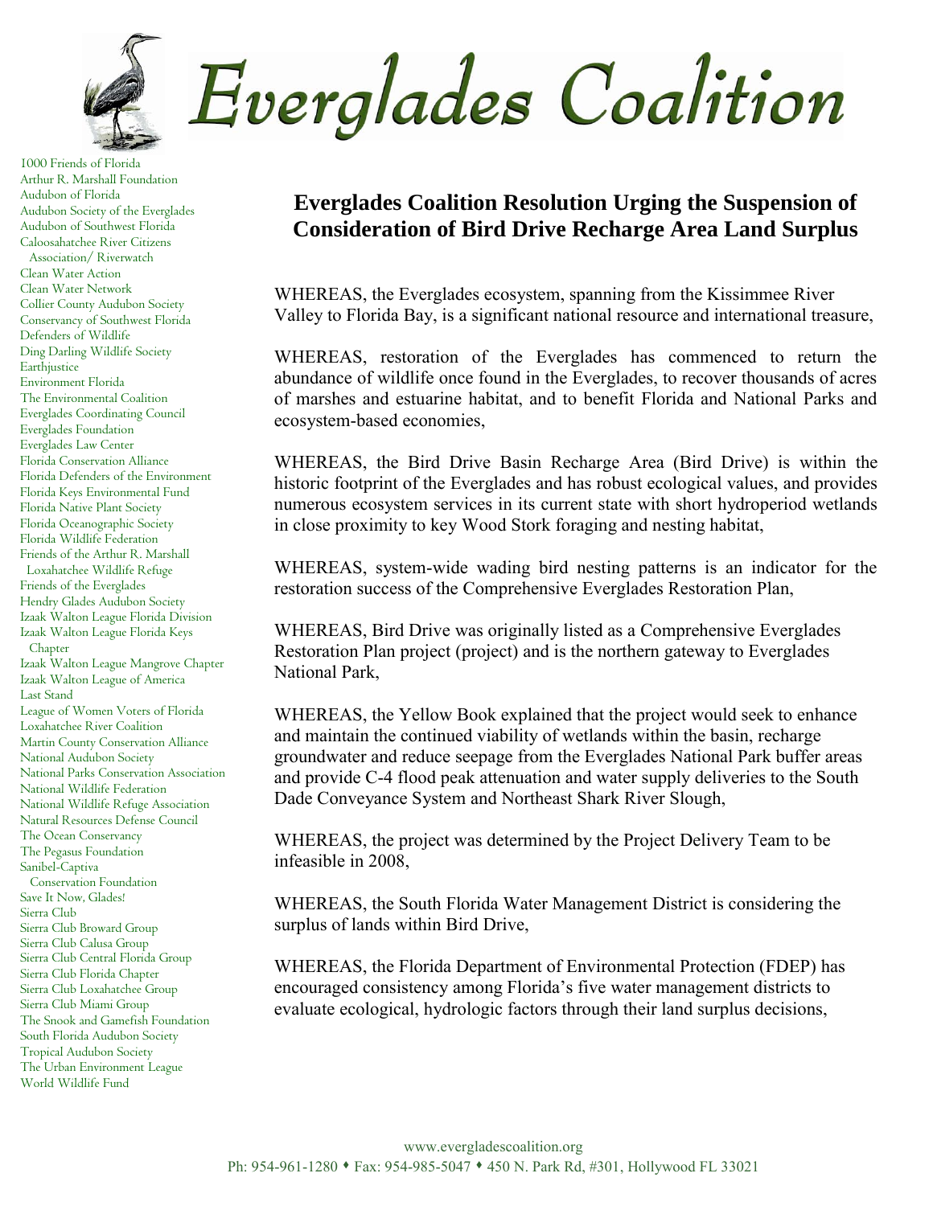# Everglades Coalition

1000 Friends of Florida
Arthur R. Marshall Foundation
Audubon of Florida
Audubon Society of the Everglades
Audubon of Southwest Florida
Caloosahatchee River Citizens Association/ Riverwatch
Clean Water Action
Clean Water Network
Collier County Audubon Society
Conservancy of Southwest Florida
Defenders of Wildlife
Ding Darling Wildlife Society
Earthjustice
Environment Florida
The Environmental Coalition
Everglades Coordinating Council
Everglades Foundation
Everglades Law Center
Florida Conservation Alliance
Florida Defenders of the Environment
Florida Keys Environmental Fund
Florida Native Plant Society
Florida Oceanographic Society
Florida Wildlife Federation
Friends of the Arthur R. Marshall Loxahatchee Wildlife Refuge
Friends of the Everglades
Hendry Glades Audubon Society
Izaak Walton League Florida Division
Izaak Walton League Florida Keys Chapter
Izaak Walton League Mangrove Chapter
Izaak Walton League of America
Last Stand
League of Women Voters of Florida
Loxahatchee River Coalition
Martin County Conservation Alliance
National Audubon Society
National Parks Conservation Association
National Wildlife Federation
National Wildlife Refuge Association
Natural Resources Defense Council
The Ocean Conservancy
The Pegasus Foundation
Sanibel-Captiva Conservation Foundation
Save It Now, Glades!
Sierra Club
Sierra Club Broward Group
Sierra Club Calusa Group
Sierra Club Central Florida Group
Sierra Club Florida Chapter
Sierra Club Loxahatchee Group
Sierra Club Miami Group
The Snook and Gamefish Foundation
South Florida Audubon Society
Tropical Audubon Society
The Urban Environment League
World Wildlife Fund

## Everglades Coalition Resolution Urging the Suspension of Consideration of Bird Drive Recharge Area Land Surplus

WHEREAS, the Everglades ecosystem, spanning from the Kissimmee River Valley to Florida Bay, is a significant national resource and international treasure,

WHEREAS, restoration of the Everglades has commenced to return the abundance of wildlife once found in the Everglades, to recover thousands of acres of marshes and estuarine habitat, and to benefit Florida and National Parks and ecosystem-based economies,

WHEREAS, the Bird Drive Basin Recharge Area (Bird Drive) is within the historic footprint of the Everglades and has robust ecological values, and provides numerous ecosystem services in its current state with short hydroperiod wetlands in close proximity to key Wood Stork foraging and nesting habitat,

WHEREAS, system-wide wading bird nesting patterns is an indicator for the restoration success of the Comprehensive Everglades Restoration Plan,

WHEREAS, Bird Drive was originally listed as a Comprehensive Everglades Restoration Plan project (project) and is the northern gateway to Everglades National Park,

WHEREAS, the Yellow Book explained that the project would seek to enhance and maintain the continued viability of wetlands within the basin, recharge groundwater and reduce seepage from the Everglades National Park buffer areas and provide C-4 flood peak attenuation and water supply deliveries to the South Dade Conveyance System and Northeast Shark River Slough,

WHEREAS, the project was determined by the Project Delivery Team to be infeasible in 2008,

WHEREAS, the South Florida Water Management District is considering the surplus of lands within Bird Drive,

WHEREAS, the Florida Department of Environmental Protection (FDEP) has encouraged consistency among Florida's five water management districts to evaluate ecological, hydrologic factors through their land surplus decisions,

www.evergladescoalition.org
Ph: 954-961-1280 ♦ Fax: 954-985-5047 ♦ 450 N. Park Rd, #301, Hollywood FL 33021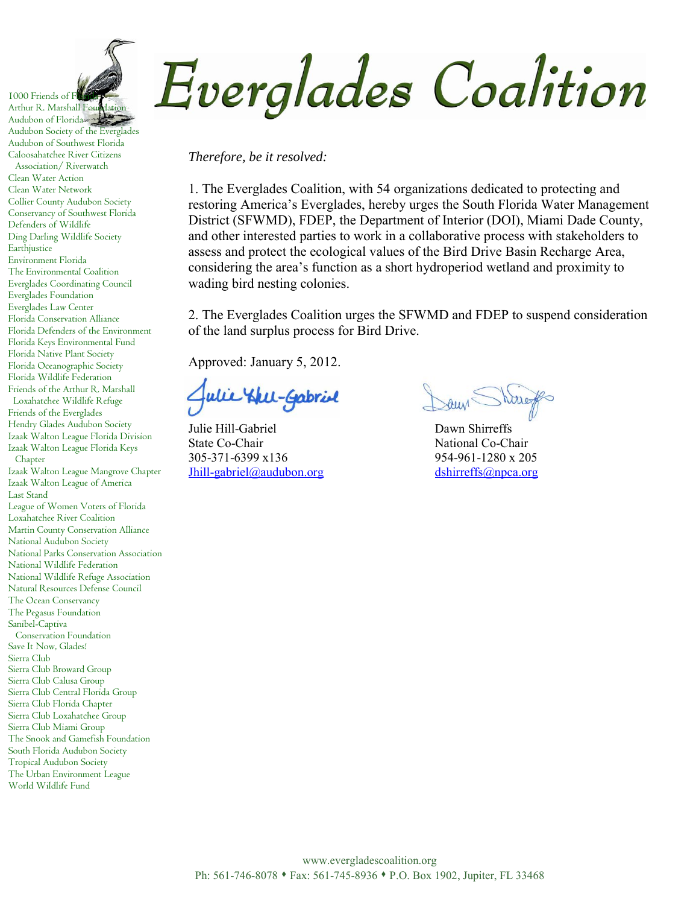# Everglades Coalition

1000 Friends of Florida
Arthur R. Marshall Foundation
Audubon of Florida
Audubon Society of the Everglades
Audubon of Southwest Florida
Caloosahatchee River Citizens Association/ Riverwatch
Clean Water Action
Clean Water Network
Collier County Audubon Society
Conservancy of Southwest Florida
Defenders of Wildlife
Ding Darling Wildlife Society
Earthjustice
Environment Florida
The Environmental Coalition
Everglades Coordinating Council
Everglades Foundation
Everglades Law Center
Florida Conservation Alliance
Florida Defenders of the Environment
Florida Keys Environmental Fund
Florida Native Plant Society
Florida Oceanographic Society
Florida Wildlife Federation
Friends of the Arthur R. Marshall Loxahatchee Wildlife Refuge
Friends of the Everglades
Hendry Glades Audubon Society
Izaak Walton League Florida Division
Izaak Walton League Florida Keys Chapter
Izaak Walton League Mangrove Chapter
Izaak Walton League of America
Last Stand
League of Women Voters of Florida
Loxahatchee River Coalition
Martin County Conservation Alliance
National Audubon Society
National Parks Conservation Association
National Wildlife Federation
National Wildlife Refuge Association
Natural Resources Defense Council
The Ocean Conservancy
The Pegasus Foundation
Sanibel-Captiva Conservation Foundation
Save It Now, Glades!
Sierra Club
Sierra Club Broward Group
Sierra Club Calusa Group
Sierra Club Central Florida Group
Sierra Club Florida Chapter
Sierra Club Loxahatchee Group
Sierra Club Miami Group
The Snook and Gamefish Foundation
South Florida Audubon Society
Tropical Audubon Society
The Urban Environment League
World Wildlife Fund

*Therefore, be it resolved:*

1. The Everglades Coalition, with 54 organizations dedicated to protecting and restoring America's Everglades, hereby urges the South Florida Water Management District (SFWMD), FDEP, the Department of Interior (DOI), Miami Dade County, and other interested parties to work in a collaborative process with stakeholders to assess and protect the ecological values of the Bird Drive Basin Recharge Area, considering the area's function as a short hydroperiod wetland and proximity to wading bird nesting colonies.

2. The Everglades Coalition urges the SFWMD and FDEP to suspend consideration of the land surplus process for Bird Drive.

Approved: January 5, 2012.

Julie Hill-Gabriel
State Co-Chair
305-371-6399 x136
Jhill-gabriel@audubon.org

Dawn Shirreffs
National Co-Chair
954-961-1280 x 205
dshirreffs@npca.org

www.evergladescoalition.org
Ph: 561-746-8078 ♦ Fax: 561-745-8936 ♦ P.O. Box 1902, Jupiter, FL 33468